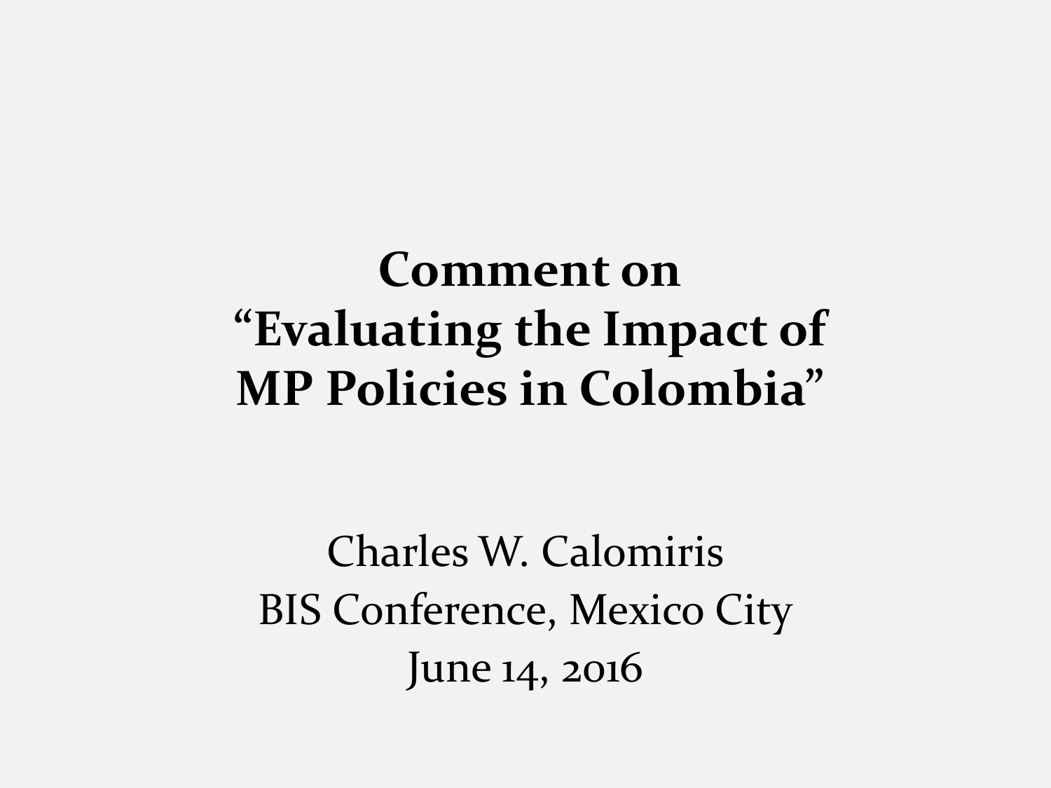# Comment on "Evaluating the Impact of MP Policies in Colombia"

Charles W. Calomiris

BIS Conference, Mexico City

June 14, 2016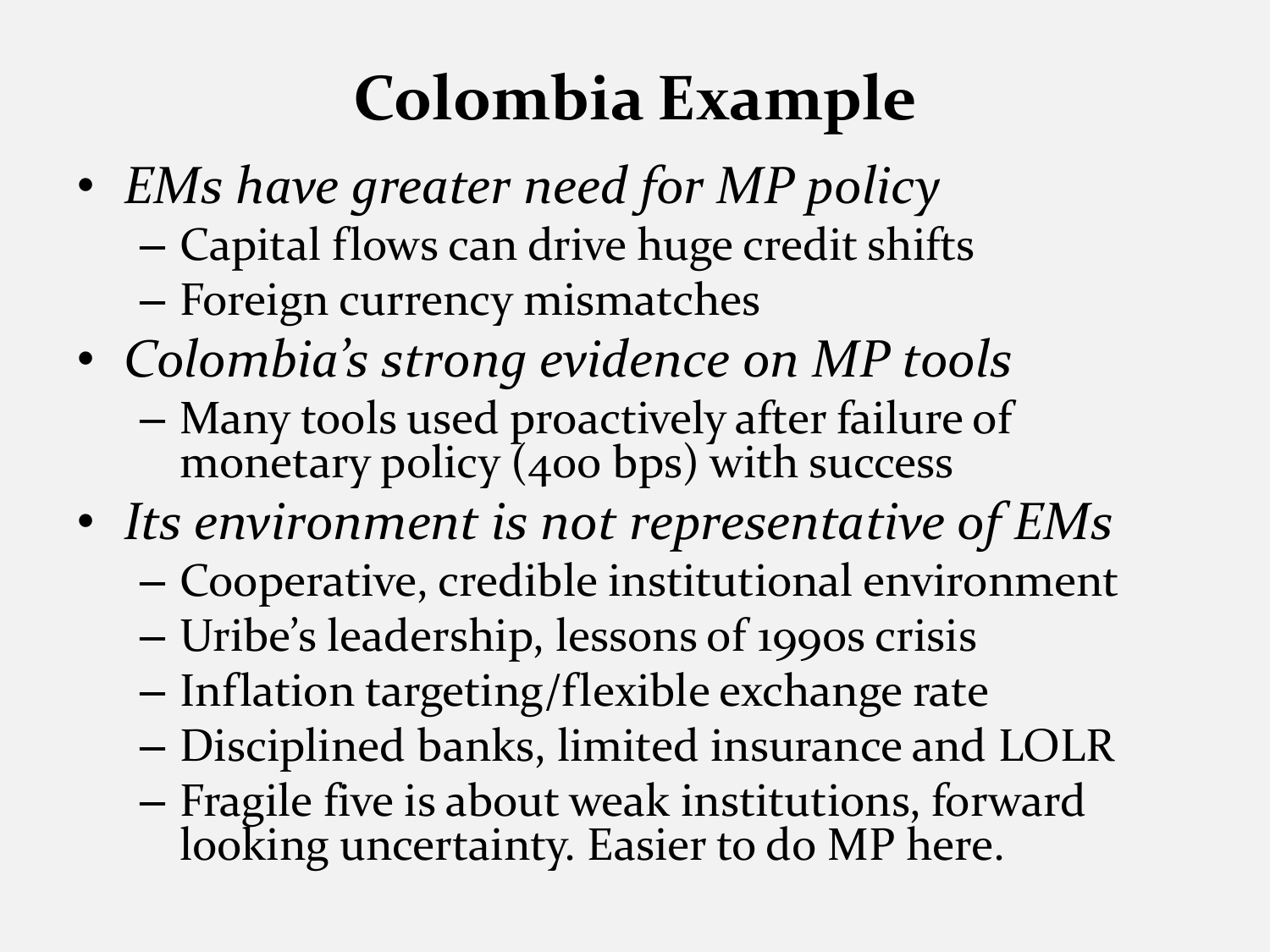# Colombia Example

- *EMs have greater need for MP policy*
  - Capital flows can drive huge credit shifts
  - Foreign currency mismatches
- *Colombia's strong evidence on MP tools*
  - Many tools used proactively after failure of monetary policy (400 bps) with success
- *Its environment is not representative of EMs*
  - Cooperative, credible institutional environment
  - Uribe's leadership, lessons of 1990s crisis
  - Inflation targeting/flexible exchange rate
  - Disciplined banks, limited insurance and LOLR
  - Fragile five is about weak institutions, forward looking uncertainty. Easier to do MP here.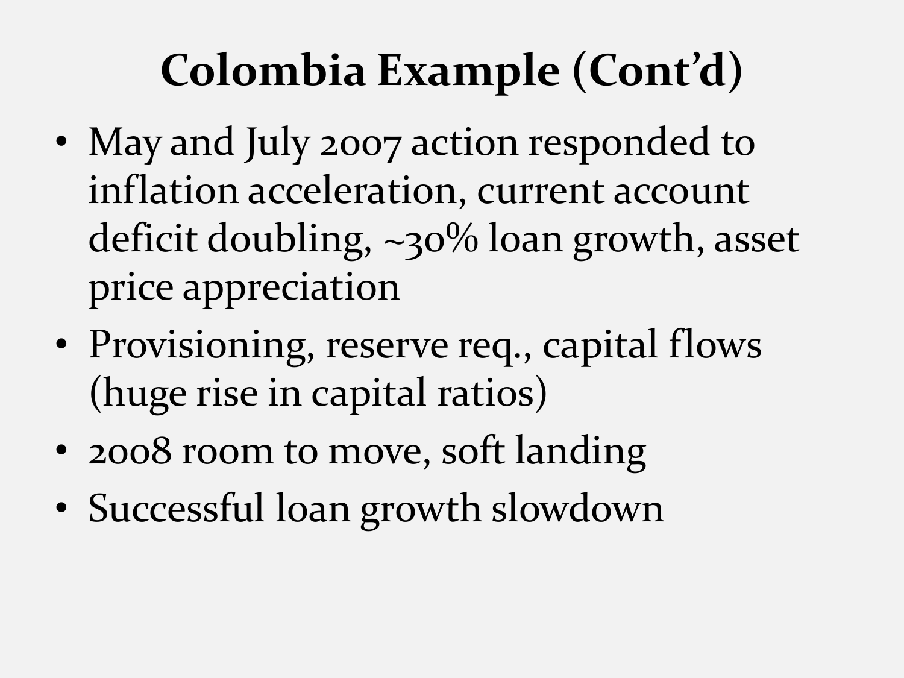# Colombia Example (Cont'd)

- May and July 2007 action responded to inflation acceleration, current account deficit doubling, ~30% loan growth, asset price appreciation
- Provisioning, reserve req., capital flows (huge rise in capital ratios)
- 2008 room to move, soft landing
- Successful loan growth slowdown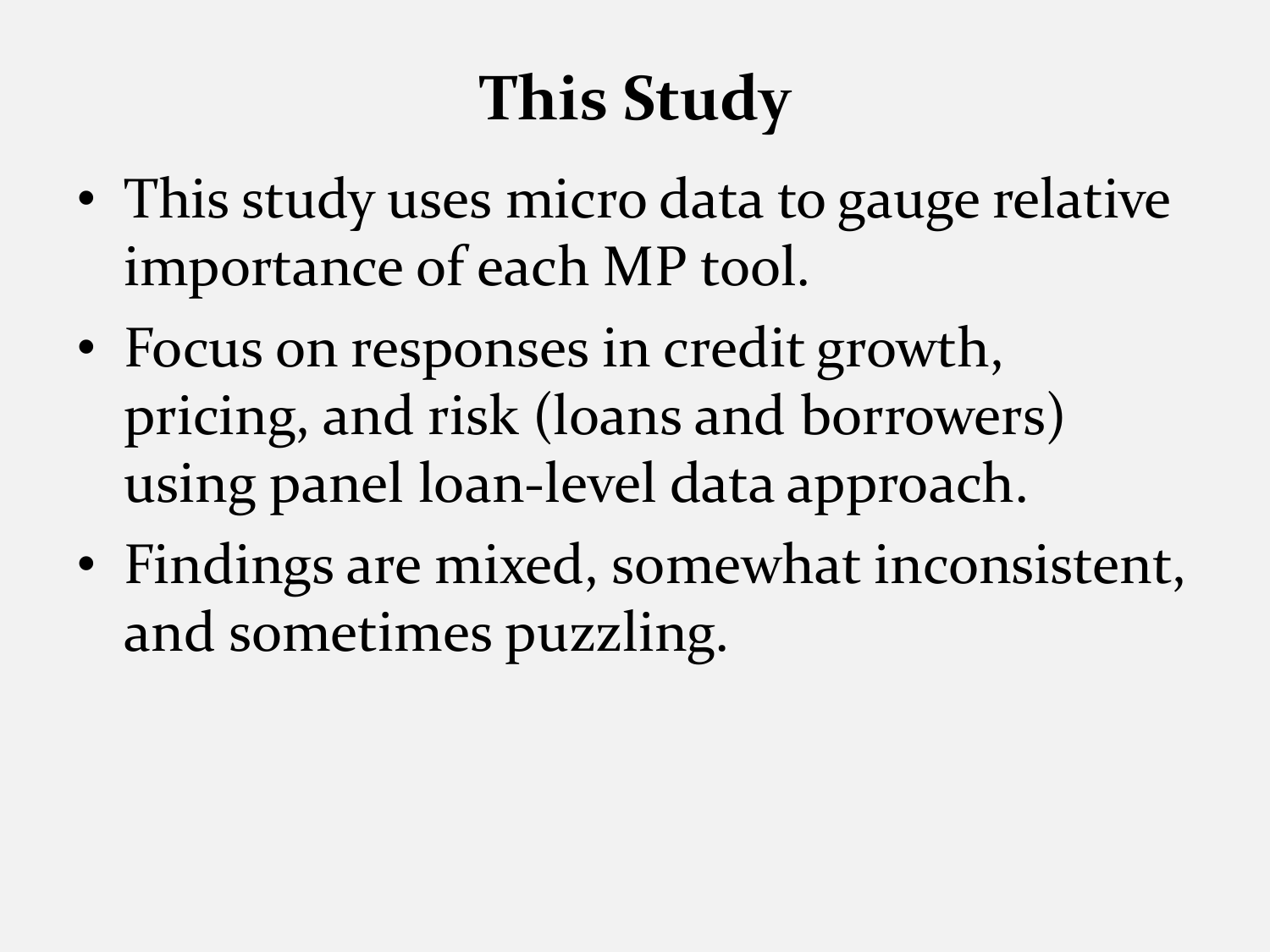# This Study

- This study uses micro data to gauge relative importance of each MP tool.
- Focus on responses in credit growth, pricing, and risk (loans and borrowers) using panel loan-level data approach.
- Findings are mixed, somewhat inconsistent, and sometimes puzzling.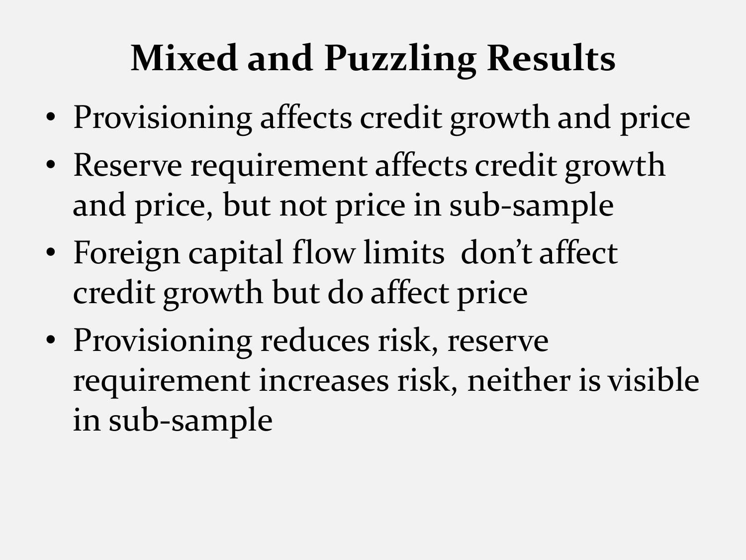# Mixed and Puzzling Results

- Provisioning affects credit growth and price
- Reserve requirement affects credit growth and price, but not price in sub-sample
- Foreign capital flow limits  don't affect credit growth but do affect price
- Provisioning reduces risk, reserve requirement increases risk, neither is visible in sub-sample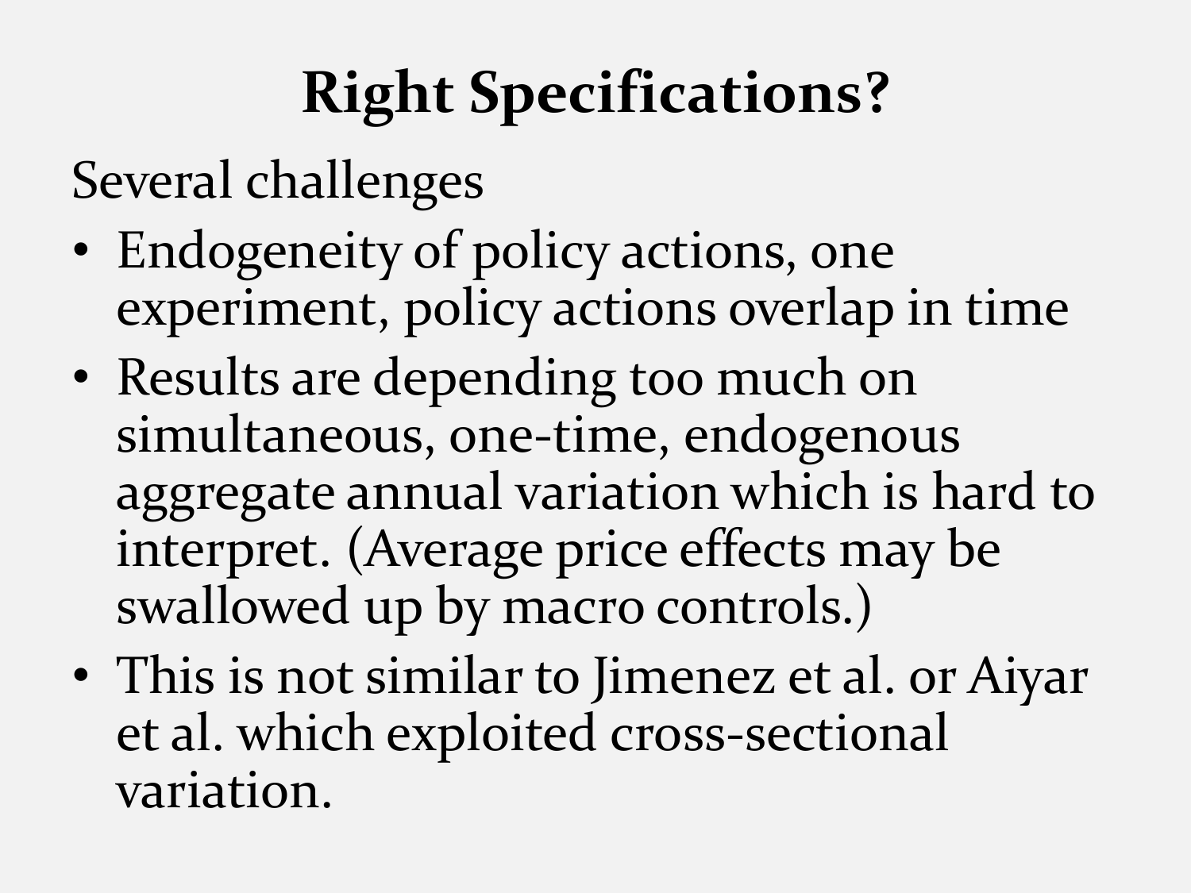# Right Specifications?

Several challenges

- Endogeneity of policy actions, one experiment, policy actions overlap in time
- Results are depending too much on simultaneous, one-time, endogenous aggregate annual variation which is hard to interpret. (Average price effects may be swallowed up by macro controls.)
- This is not similar to Jimenez et al. or Aiyar et al. which exploited cross-sectional variation.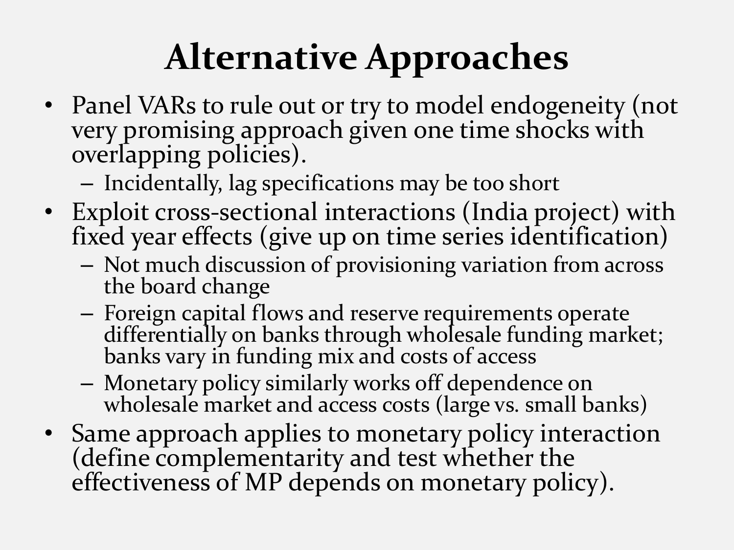# Alternative Approaches

- Panel VARs to rule out or try to model endogeneity (not very promising approach given one time shocks with overlapping policies).
  - Incidentally, lag specifications may be too short
- Exploit cross-sectional interactions (India project) with fixed year effects (give up on time series identification)
  - Not much discussion of provisioning variation from across the board change
  - Foreign capital flows and reserve requirements operate differentially on banks through wholesale funding market; banks vary in funding mix and costs of access
  - Monetary policy similarly works off dependence on wholesale market and access costs (large vs. small banks)
- Same approach applies to monetary policy interaction (define complementarity and test whether the effectiveness of MP depends on monetary policy).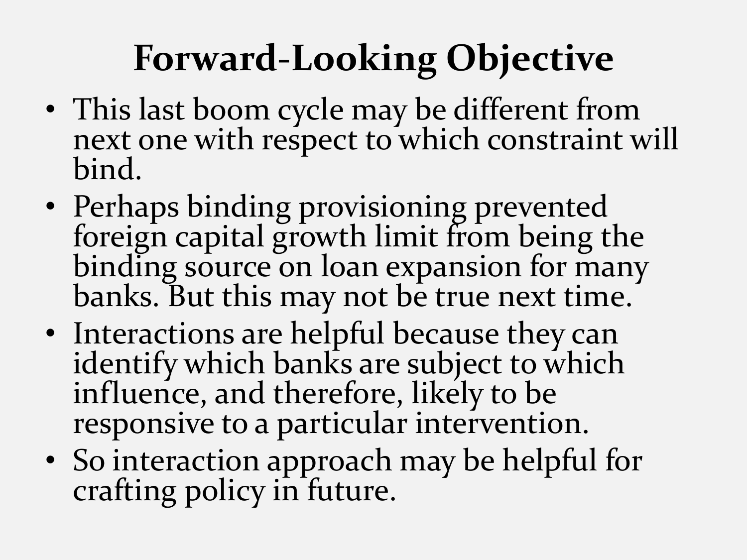# Forward-Looking Objective

- This last boom cycle may be different from next one with respect to which constraint will bind.
- Perhaps binding provisioning prevented foreign capital growth limit from being the binding source on loan expansion for many banks. But this may not be true next time.
- Interactions are helpful because they can identify which banks are subject to which influence, and therefore, likely to be responsive to a particular intervention.
- So interaction approach may be helpful for crafting policy in future.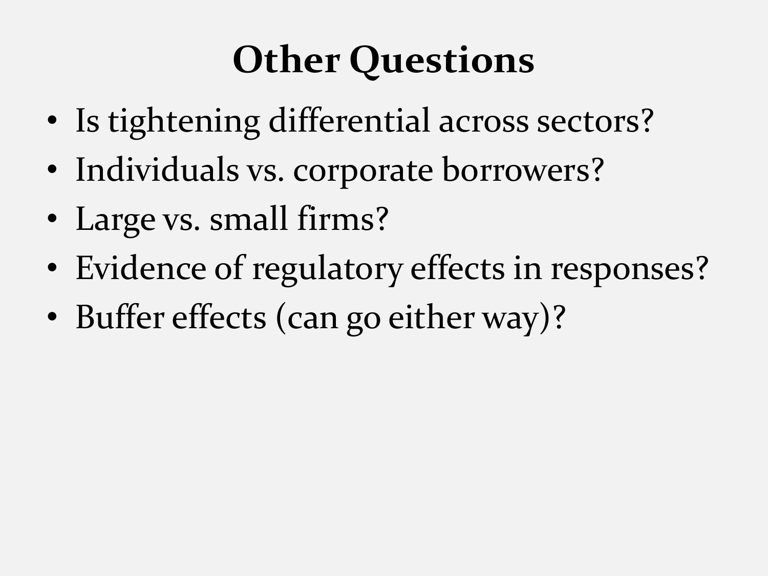# Other Questions

- Is tightening differential across sectors?
- Individuals vs. corporate borrowers?
- Large vs. small firms?
- Evidence of regulatory effects in responses?
- Buffer effects (can go either way)?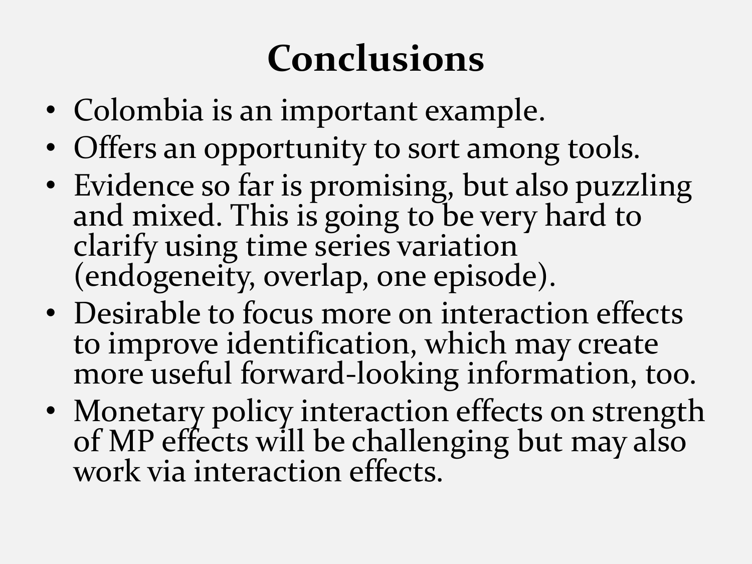# Conclusions

- Colombia is an important example.
- Offers an opportunity to sort among tools.
- Evidence so far is promising, but also puzzling and mixed. This is going to be very hard to clarify using time series variation (endogeneity, overlap, one episode).
- Desirable to focus more on interaction effects to improve identification, which may create more useful forward-looking information, too.
- Monetary policy interaction effects on strength of MP effects will be challenging but may also work via interaction effects.